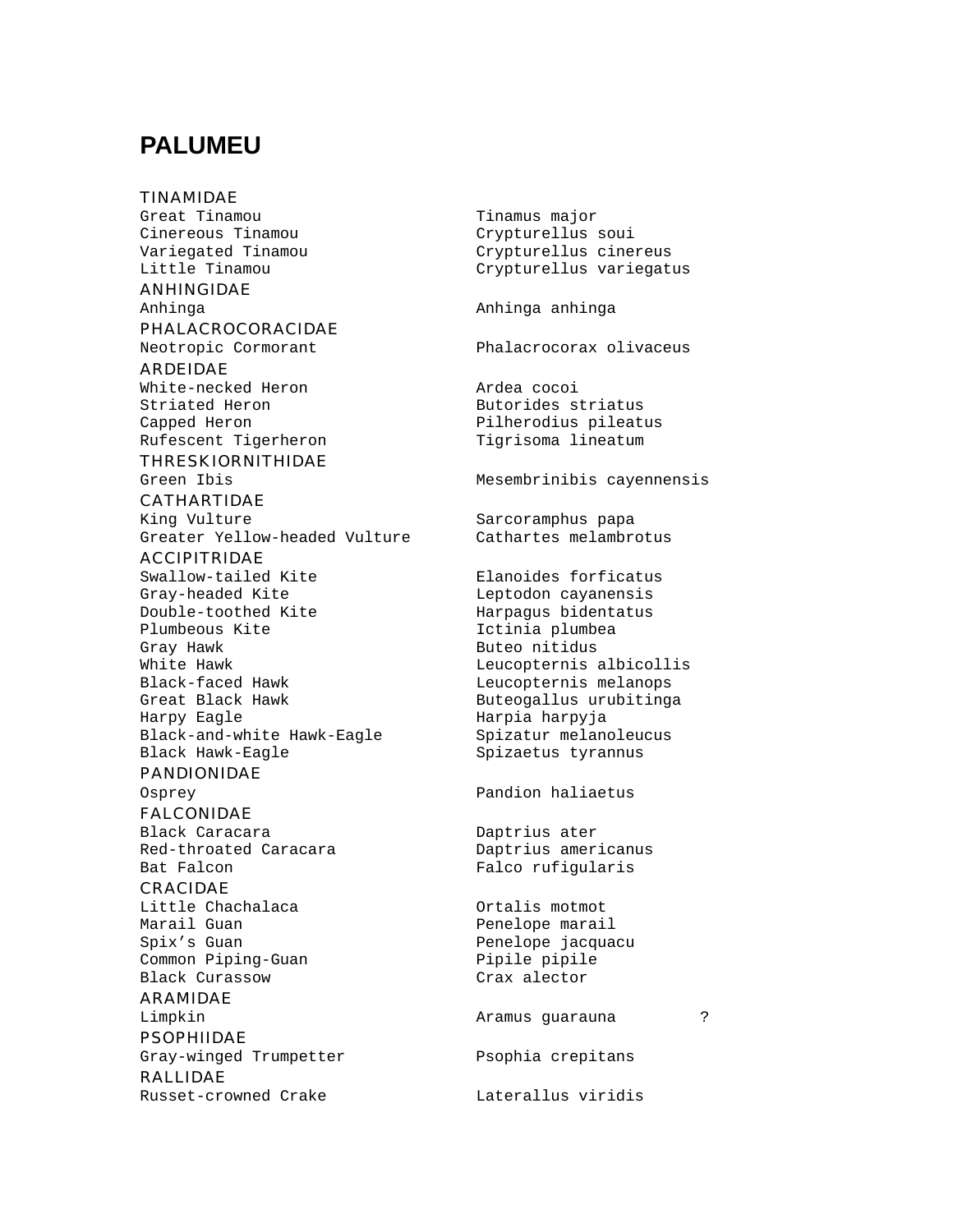# PALUMEU

TINAMIDAE

| | | |
|---|---|---|
| Great Tinamou | Tinamus major | |
| Cinereous Tinamou | Crypturellus soui | |
| Variegated Tinamou | Crypturellus cinereus | |
| Little Tinamou | Crypturellus variegatus | |

ANHINGIDAE

| | | |
|---|---|---|
| Anhinga | Anhinga anhinga | |

PHALACROCORACIDAE

| | | |
|---|---|---|
| Neotropic Cormorant | Phalacrocorax olivaceus | |

ARDEIDAE

| | | |
|---|---|---|
| White-necked Heron | Ardea cocoi | |
| Striated Heron | Butorides striatus | |
| Capped Heron | Pilherodius pileatus | |
| Rufescent Tigerheron | Tigrisoma lineatum | |

THRESKIORNITHIDAE

| | | |
|---|---|---|
| Green Ibis | Mesembrinibis cayennensis | |

CATHARTIDAE

| | | |
|---|---|---|
| King Vulture | Sarcoramphus papa | |
| Greater Yellow-headed Vulture | Cathartes melambrotus | |

ACCIPITRIDAE

| | | |
|---|---|---|
| Swallow-tailed Kite | Elanoides forficatus | |
| Gray-headed Kite | Leptodon cayanensis | |
| Double-toothed Kite | Harpagus bidentatus | |
| Plumbeous Kite | Ictinia plumbea | |
| Gray Hawk | Buteo nitidus | |
| White Hawk | Leucopternis albicollis | |
| Black-faced Hawk | Leucopternis melanops | |
| Great Black Hawk | Buteogallus urubitinga | |
| Harpy Eagle | Harpia harpyja | |
| Black-and-white Hawk-Eagle | Spizatur melanoleucus | |
| Black Hawk-Eagle | Spizaetus tyrannus | |

PANDIONIDAE

| | | |
|---|---|---|
| Osprey | Pandion haliaetus | |

FALCONIDAE

| | | |
|---|---|---|
| Black Caracara | Daptrius ater | |
| Red-throated Caracara | Daptrius americanus | |
| Bat Falcon | Falco rufigularis | |

CRACIDAE

| | | |
|---|---|---|
| Little Chachalaca | Ortalis motmot | |
| Marail Guan | Penelope marail | |
| Spix's Guan | Penelope jacquacu | |
| Common Piping-Guan | Pipile pipile | |
| Black Curassow | Crax alector | |

ARAMIDAE

| | | |
|---|---|---|
| Limpkin | Aramus guarauna | ? |

PSOPHIIDAE

| | | |
|---|---|---|
| Gray-winged Trumpetter | Psophia crepitans | |

RALLIDAE

| | | |
|---|---|---|
| Russet-crowned Crake | Laterallus viridis | |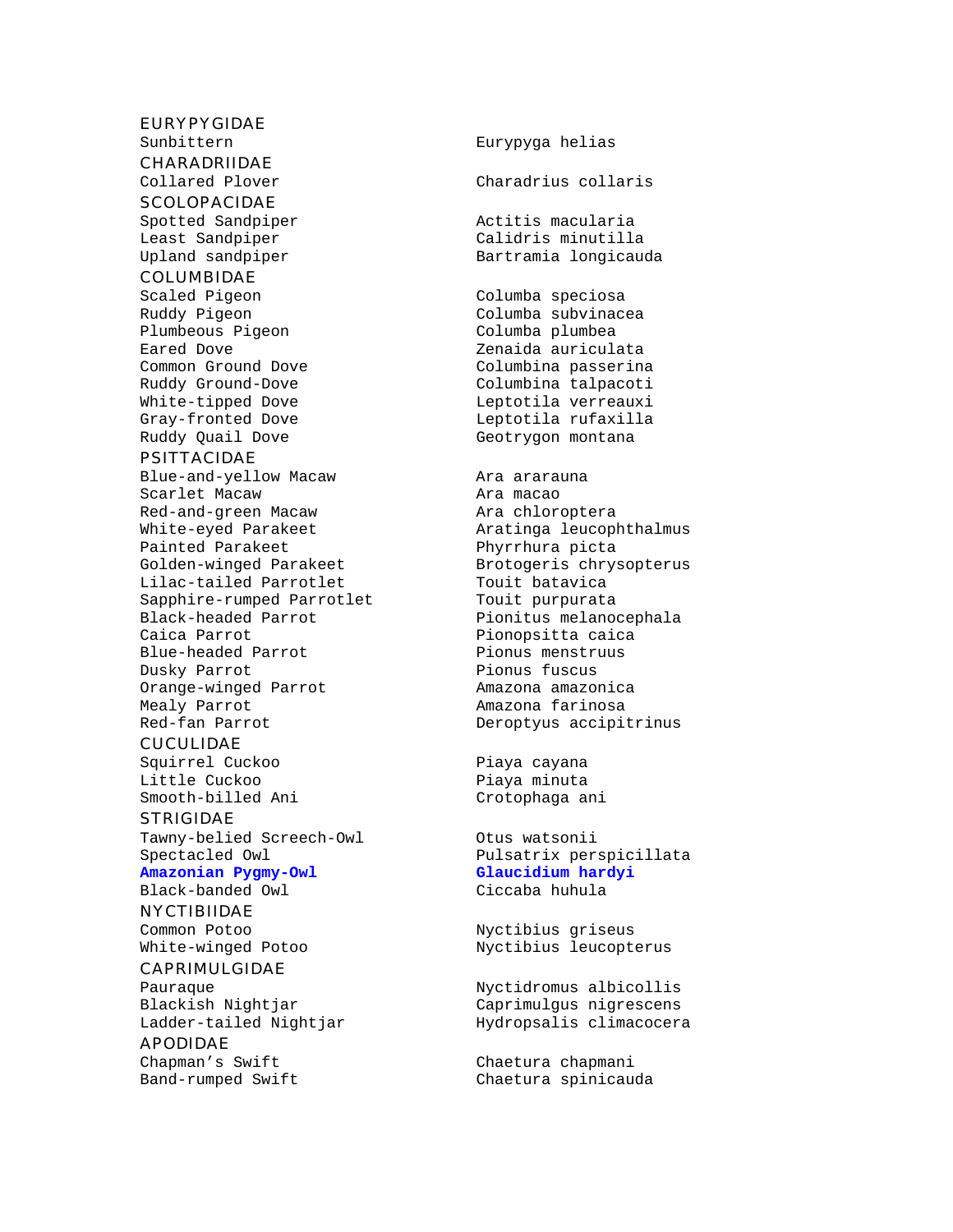EURYPYGIDAE

| | |
|---|---|
| Sunbittern | Eurypyga helias |

CHARADRIIDAE

| | |
|---|---|
| Collared Plover | Charadrius collaris |

SCOLOPACIDAE

| | |
|---|---|
| Spotted Sandpiper | Actitis macularia |
| Least Sandpiper | Calidris minutilla |
| Upland sandpiper | Bartramia longicauda |

COLUMBIDAE

| | |
|---|---|
| Scaled Pigeon | Columba speciosa |
| Ruddy Pigeon | Columba subvinacea |
| Plumbeous Pigeon | Columba plumbea |
| Eared Dove | Zenaida auriculata |
| Common Ground Dove | Columbina passerina |
| Ruddy Ground-Dove | Columbina talpacoti |
| White-tipped Dove | Leptotila verreauxi |
| Gray-fronted Dove | Leptotila rufaxilla |
| Ruddy Quail Dove | Geotrygon montana |

PSITTACIDAE

| | |
|---|---|
| Blue-and-yellow Macaw | Ara ararauna |
| Scarlet Macaw | Ara macao |
| Red-and-green Macaw | Ara chloroptera |
| White-eyed Parakeet | Aratinga leucophthalmus |
| Painted Parakeet | Phyrrhura picta |
| Golden-winged Parakeet | Brotogeris chrysopterus |
| Lilac-tailed Parrotlet | Touit batavica |
| Sapphire-rumped Parrotlet | Touit purpurata |
| Black-headed Parrot | Pionitus melanocephala |
| Caica Parrot | Pionopsitta caica |
| Blue-headed Parrot | Pionus menstruus |
| Dusky Parrot | Pionus fuscus |
| Orange-winged Parrot | Amazona amazonica |
| Mealy Parrot | Amazona farinosa |
| Red-fan Parrot | Deroptyus accipitrinus |

CUCULIDAE

| | |
|---|---|
| Squirrel Cuckoo | Piaya cayana |
| Little Cuckoo | Piaya minuta |
| Smooth-billed Ani | Crotophaga ani |

STRIGIDAE

| | |
|---|---|
| Tawny-belied Screech-Owl | Otus watsonii |
| Spectacled Owl | Pulsatrix perspicillata |
| **Amazonian Pygmy-Owl** | **Glaucidium hardyi** |
| Black-banded Owl | Ciccaba huhula |

NYCTIBIIDAE

| | |
|---|---|
| Common Potoo | Nyctibius griseus |
| White-winged Potoo | Nyctibius leucopterus |

CAPRIMULGIDAE

| | |
|---|---|
| Pauraque | Nyctidromus albicollis |
| Blackish Nightjar | Caprimulgus nigrescens |
| Ladder-tailed Nightjar | Hydropsalis climacocera |

APODIDAE

| | |
|---|---|
| Chapman’s Swift | Chaetura chapmani |
| Band-rumped Swift | Chaetura spinicauda |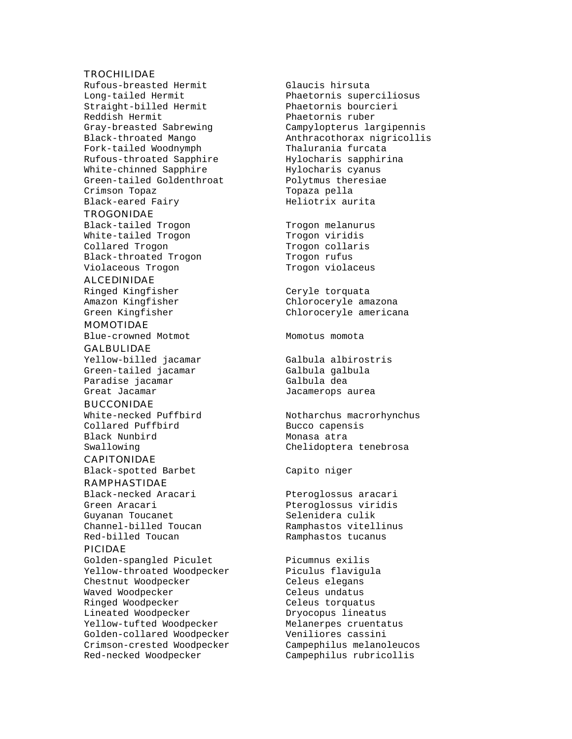## TROCHILIDAE

| | |
|---|---|
| Rufous-breasted Hermit | Glaucis hirsuta |
| Long-tailed Hermit | Phaetornis superciliosus |
| Straight-billed Hermit | Phaetornis bourcieri |
| Reddish Hermit | Phaetornis ruber |
| Gray-breasted Sabrewing | Campylopterus largipennis |
| Black-throated Mango | Anthracothorax nigricollis |
| Fork-tailed Woodnymph | Thalurania furcata |
| Rufous-throated Sapphire | Hylocharis sapphirina |
| White-chinned Sapphire | Hylocharis cyanus |
| Green-tailed Goldenthroat | Polytmus theresiae |
| Crimson Topaz | Topaza pella |
| Black-eared Fairy | Heliotrix aurita |

## TROGONIDAE

| | |
|---|---|
| Black-tailed Trogon | Trogon melanurus |
| White-tailed Trogon | Trogon viridis |
| Collared Trogon | Trogon collaris |
| Black-throated Trogon | Trogon rufus |
| Violaceous Trogon | Trogon violaceus |

## ALCEDINIDAE

| | |
|---|---|
| Ringed Kingfisher | Ceryle torquata |
| Amazon Kingfisher | Chloroceryle amazona |
| Green Kingfisher | Chloroceryle americana |

## MOMOTIDAE

| | |
|---|---|
| Blue-crowned Motmot | Momotus momota |

## GALBULIDAE

| | |
|---|---|
| Yellow-billed jacamar | Galbula albirostris |
| Green-tailed jacamar | Galbula galbula |
| Paradise jacamar | Galbula dea |
| Great Jacamar | Jacamerops aurea |

## BUCCONIDAE

| | |
|---|---|
| White-necked Puffbird | Notharchus macrorhynchus |
| Collared Puffbird | Bucco capensis |
| Black Nunbird | Monasa atra |
| Swallowing | Chelidoptera tenebrosa |

## CAPITONIDAE

| | |
|---|---|
| Black-spotted Barbet | Capito niger |

## RAMPHASTIDAE

| | |
|---|---|
| Black-necked Aracari | Pteroglossus aracari |
| Green Aracari | Pteroglossus viridis |
| Guyanan Toucanet | Selenidera culik |
| Channel-billed Toucan | Ramphastos vitellinus |
| Red-billed Toucan | Ramphastos tucanus |

## PICIDAE

| | |
|---|---|
| Golden-spangled Piculet | Picumnus exilis |
| Yellow-throated Woodpecker | Piculus flavigula |
| Chestnut Woodpecker | Celeus elegans |
| Waved Woodpecker | Celeus undatus |
| Ringed Woodpecker | Celeus torquatus |
| Lineated Woodpecker | Dryocopus lineatus |
| Yellow-tufted Woodpecker | Melanerpes cruentatus |
| Golden-collared Woodpecker | Veniliores cassini |
| Crimson-crested Woodpecker | Campephilus melanoleucos |
| Red-necked Woodpecker | Campephilus rubricollis |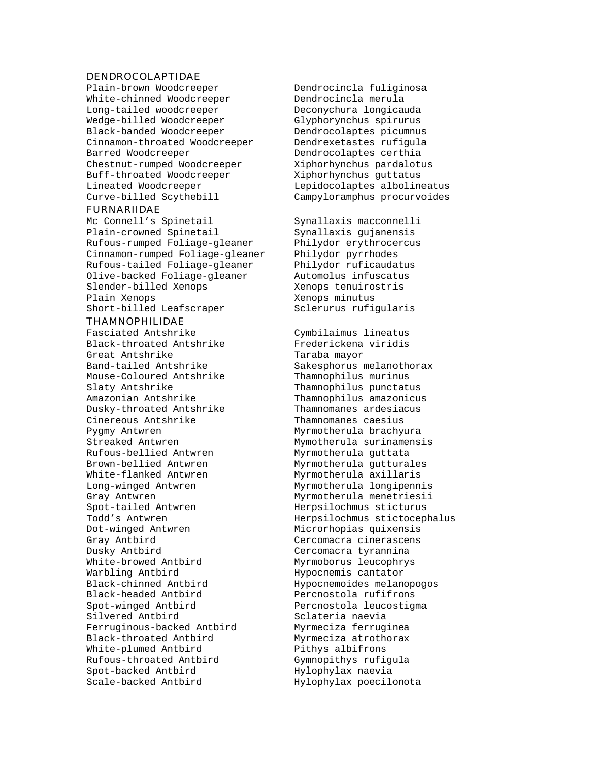DENDROCOLAPTIDAE

| | |
|---|---|
| Plain-brown Woodcreeper | Dendrocincla fuliginosa |
| White-chinned Woodcreeper | Dendrocincla merula |
| Long-tailed woodcreeper | Deconychura longicauda |
| Wedge-billed Woodcreeper | Glyphorynchus spirurus |
| Black-banded Woodcreeper | Dendrocolaptes picumnus |
| Cinnamon-throated Woodcreeper | Dendrexetastes rufigula |
| Barred Woodcreeper | Dendrocolaptes certhia |
| Chestnut-rumped Woodcreeper | Xiphorhynchus pardalotus |
| Buff-throated Woodcreeper | Xiphorhynchus guttatus |
| Lineated Woodcreeper | Lepidocolaptes albolineatus |
| Curve-billed Scythebill | Campyloramphus procurvoides |

FURNARIIDAE

| | |
|---|---|
| Mc Connell's Spinetail | Synallaxis macconnelli |
| Plain-crowned Spinetail | Synallaxis gujanensis |
| Rufous-rumped Foliage-gleaner | Philydor erythrocercus |
| Cinnamon-rumped Foliage-gleaner | Philydor pyrrhodes |
| Rufous-tailed Foliage-gleaner | Philydor ruficaudatus |
| Olive-backed Foliage-gleaner | Automolus infuscatus |
| Slender-billed Xenops | Xenops tenuirostris |
| Plain Xenops | Xenops minutus |
| Short-billed Leafscraper | Sclerurus rufigularis |

THAMNOPHILIDAE

| | |
|---|---|
| Fasciated Antshrike | Cymbilaimus lineatus |
| Black-throated Antshrike | Frederickena viridis |
| Great Antshrike | Taraba mayor |
| Band-tailed Antshrike | Sakesphorus melanothorax |
| Mouse-Coloured Antshrike | Thamnophilus murinus |
| Slaty Antshrike | Thamnophilus punctatus |
| Amazonian Antshrike | Thamnophilus amazonicus |
| Dusky-throated Antshrike | Thamnomanes ardesiacus |
| Cinereous Antshrike | Thamnomanes caesius |
| Pygmy Antwren | Myrmotherula brachyura |
| Streaked Antwren | Mymotherula surinamensis |
| Rufous-bellied Antwren | Myrmotherula guttata |
| Brown-bellied Antwren | Myrmotherula gutturales |
| White-flanked Antwren | Myrmotherula axillaris |
| Long-winged Antwren | Myrmotherula longipennis |
| Gray Antwren | Myrmotherula menetriesii |
| Spot-tailed Antwren | Herpsilochmus sticturus |
| Todd's Antwren | Herpsilochmus stictocephalus |
| Dot-winged Antwren | Microrhopias quixensis |
| Gray Antbird | Cercomacra cinerascens |
| Dusky Antbird | Cercomacra tyrannina |
| White-browed Antbird | Myrmoborus leucophrys |
| Warbling Antbird | Hypocnemis cantator |
| Black-chinned Antbird | Hypocnemoides melanopogos |
| Black-headed Antbird | Percnostola rufifrons |
| Spot-winged Antbird | Percnostola leucostigma |
| Silvered Antbird | Sclateria naevia |
| Ferruginous-backed Antbird | Myrmeciza ferruginea |
| Black-throated Antbird | Myrmeciza atrothorax |
| White-plumed Antbird | Pithys albifrons |
| Rufous-throated Antbird | Gymnopithys rufigula |
| Spot-backed Antbird | Hylophylax naevia |
| Scale-backed Antbird | Hylophylax poecilonota |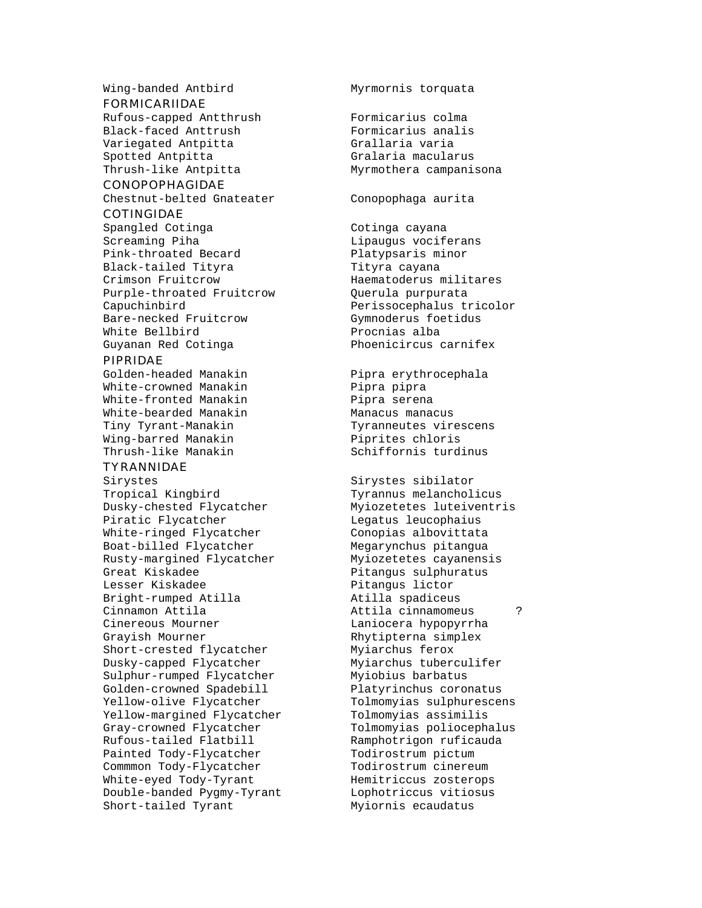| | |
|---|---|
| Wing-banded Antbird | Myrmornis torquata |

### FORMICARIIDAE

| | |
|---|---|
| Rufous-capped Antthrush | Formicarius colma |
| Black-faced Anttrush | Formicarius analis |
| Variegated Antpitta | Grallaria varia |
| Spotted Antpitta | Gralaria macularus |
| Thrush-like Antpitta | Myrmothera campanisona |

### CONOPOPHAGIDAE

| | |
|---|---|
| Chestnut-belted Gnateater | Conopophaga aurita |

### COTINGIDAE

| | |
|---|---|
| Spangled Cotinga | Cotinga cayana |
| Screaming Piha | Lipaugus vociferans |
| Pink-throated Becard | Platypsaris minor |
| Black-tailed Tityra | Tityra cayana |
| Crimson Fruitcrow | Haematoderus militares |
| Purple-throated Fruitcrow | Querula purpurata |
| Capuchinbird | Perissocephalus tricolor |
| Bare-necked Fruitcrow | Gymnoderus foetidus |
| White Bellbird | Procnias alba |
| Guyanan Red Cotinga | Phoenicircus carnifex |

### PIPRIDAE

| | |
|---|---|
| Golden-headed Manakin | Pipra erythrocephala |
| White-crowned Manakin | Pipra pipra |
| White-fronted Manakin | Pipra serena |
| White-bearded Manakin | Manacus manacus |
| Tiny Tyrant-Manakin | Tyranneutes virescens |
| Wing-barred Manakin | Piprites chloris |
| Thrush-like Manakin | Schiffornis turdinus |

### TYRANNIDAE

| | |
|---|---|
| Sirystes | Sirystes sibilator |
| Tropical Kingbird | Tyrannus melancholicus |
| Dusky-chested Flycatcher | Myiozetetes luteiventris |
| Piratic Flycatcher | Legatus leucophaius |
| White-ringed Flycatcher | Conopias albovittata |
| Boat-billed Flycatcher | Megarynchus pitangua |
| Rusty-margined Flycatcher | Myiozetetes cayanensis |
| Great Kiskadee | Pitangus sulphuratus |
| Lesser Kiskadee | Pitangus lictor |
| Bright-rumped Atilla | Atilla spadiceus |
| Cinnamon Attila | Attila cinnamomeus ? |
| Cinereous Mourner | Laniocera hypopyrrha |
| Grayish Mourner | Rhytipterna simplex |
| Short-crested flycatcher | Myiarchus ferox |
| Dusky-capped Flycatcher | Myiarchus tuberculifer |
| Sulphur-rumped Flycatcher | Myiobius barbatus |
| Golden-crowned Spadebill | Platyrinchus coronatus |
| Yellow-olive Flycatcher | Tolmomyias sulphurescens |
| Yellow-margined Flycatcher | Tolmomyias assimilis |
| Gray-crowned Flycatcher | Tolmomyias poliocephalus |
| Rufous-tailed Flatbill | Ramphotrigon ruficauda |
| Painted Tody-Flycatcher | Todirostrum pictum |
| Commmon Tody-Flycatcher | Todirostrum cinereum |
| White-eyed Tody-Tyrant | Hemitriccus zosterops |
| Double-banded Pygmy-Tyrant | Lophotriccus vitiosus |
| Short-tailed Tyrant | Myiornis ecaudatus |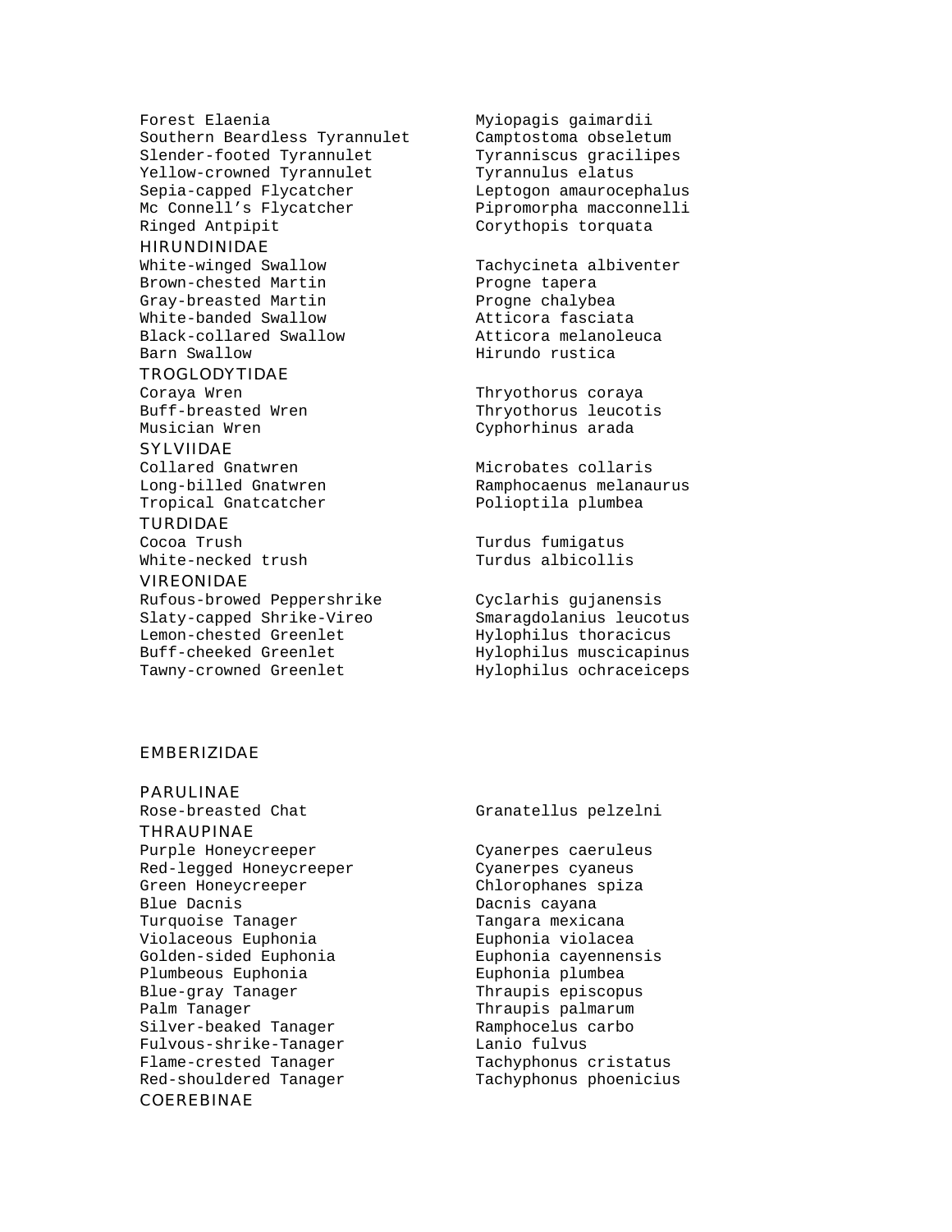| | |
|---|---|
| Forest Elaenia | Myiopagis gaimardii |
| Southern Beardless Tyrannulet | Camptostoma obseletum |
| Slender-footed Tyrannulet | Tyranniscus gracilipes |
| Yellow-crowned Tyrannulet | Tyrannulus elatus |
| Sepia-capped Flycatcher | Leptogon amaurocephalus |
| Mc Connell's Flycatcher | Pipromorpha macconnelli |
| Ringed Antpipit | Corythopis torquata |

### HIRUNDINIDAE

| | |
|---|---|
| White-winged Swallow | Tachycineta albiventer |
| Brown-chested Martin | Progne tapera |
| Gray-breasted Martin | Progne chalybea |
| White-banded Swallow | Atticora fasciata |
| Black-collared Swallow | Atticora melanoleuca |
| Barn Swallow | Hirundo rustica |

### TROGLODYTIDAE

| | |
|---|---|
| Coraya Wren | Thryothorus coraya |
| Buff-breasted Wren | Thryothorus leucotis |
| Musician Wren | Cyphorhinus arada |

### SYLVIIDAE

| | |
|---|---|
| Collared Gnatwren | Microbates collaris |
| Long-billed Gnatwren | Ramphocaenus melanaurus |
| Tropical Gnatcatcher | Polioptila plumbea |

### TURDIDAE

| | |
|---|---|
| Cocoa Trush | Turdus fumigatus |
| White-necked trush | Turdus albicollis |

### VIREONIDAE

| | |
|---|---|
| Rufous-browed Peppershrike | Cyclarhis gujanensis |
| Slaty-capped Shrike-Vireo | Smaragdolanius leucotus |
| Lemon-chested Greenlet | Hylophilus thoracicus |
| Buff-cheeked Greenlet | Hylophilus muscicapinus |
| Tawny-crowned Greenlet | Hylophilus ochraceiceps |

## EMBERIZIDAE

### PARULINAE

| | |
|---|---|
| Rose-breasted Chat | Granatellus pelzelni |

### THRAUPINAE

| | |
|---|---|
| Purple Honeycreeper | Cyanerpes caeruleus |
| Red-legged Honeycreeper | Cyanerpes cyaneus |
| Green Honeycreeper | Chlorophanes spiza |
| Blue Dacnis | Dacnis cayana |
| Turquoise Tanager | Tangara mexicana |
| Violaceous Euphonia | Euphonia violacea |
| Golden-sided Euphonia | Euphonia cayennensis |
| Plumbeous Euphonia | Euphonia plumbea |
| Blue-gray Tanager | Thraupis episcopus |
| Palm Tanager | Thraupis palmarum |
| Silver-beaked Tanager | Ramphocelus carbo |
| Fulvous-shrike-Tanager | Lanio fulvus |
| Flame-crested Tanager | Tachyphonus cristatus |
| Red-shouldered Tanager | Tachyphonus phoenicius |

### COEREBINAE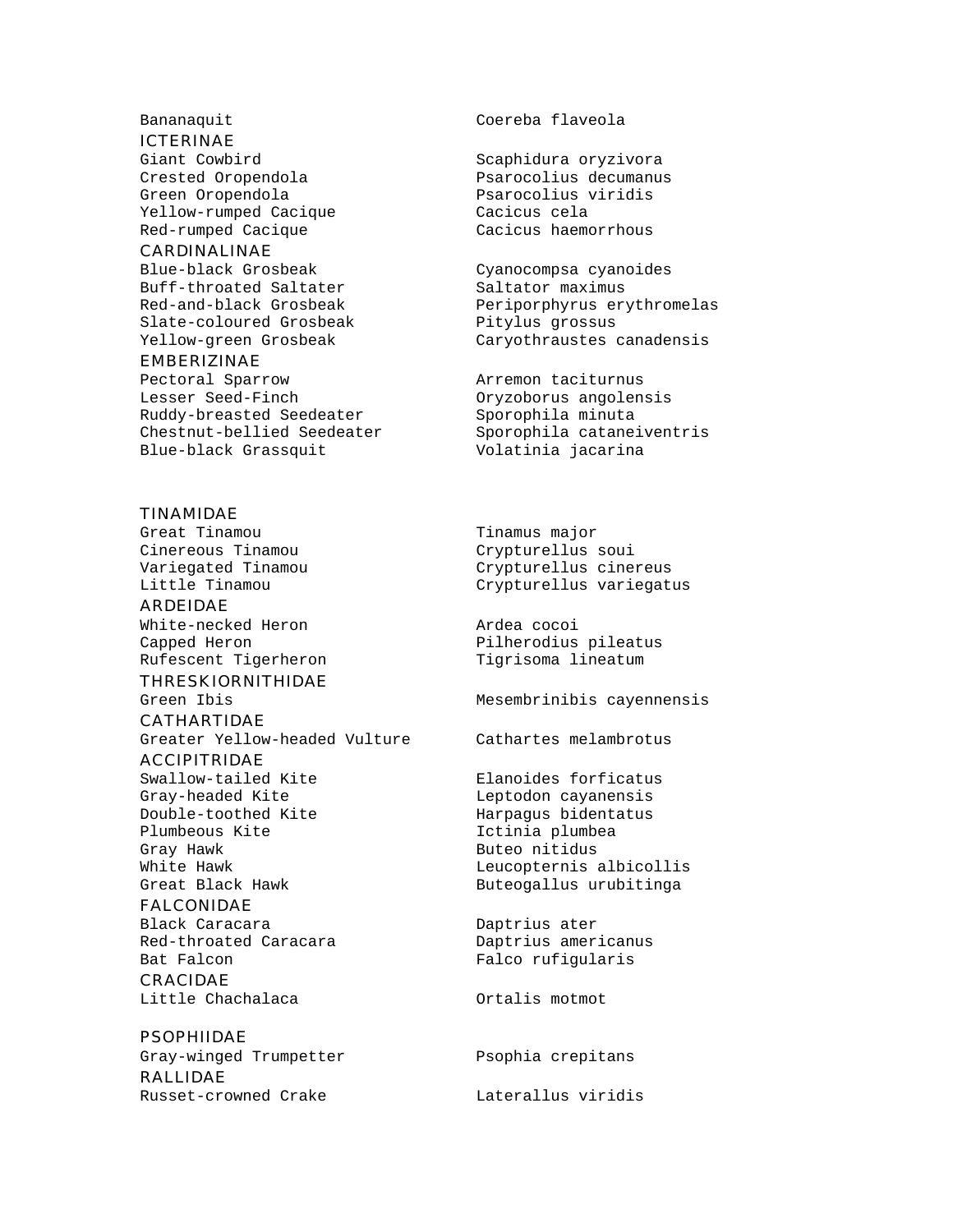Bananaquit — Coereba flaveola

### ICTERINAE

| | |
|---|---|
| Giant Cowbird | Scaphidura oryzivora |
| Crested Oropendola | Psarocolius decumanus |
| Green Oropendola | Psarocolius viridis |
| Yellow-rumped Cacique | Cacicus cela |
| Red-rumped Cacique | Cacicus haemorrhous |

### CARDINALINAE

| | |
|---|---|
| Blue-black Grosbeak | Cyanocompsa cyanoides |
| Buff-throated Saltater | Saltator maximus |
| Red-and-black Grosbeak | Periporphyrus erythromelas |
| Slate-coloured Grosbeak | Pitylus grossus |
| Yellow-green Grosbeak | Caryothraustes canadensis |

### EMBERIZINAE

| | |
|---|---|
| Pectoral Sparrow | Arremon taciturnus |
| Lesser Seed-Finch | Oryzoborus angolensis |
| Ruddy-breasted Seedeater | Sporophila minuta |
| Chestnut-bellied Seedeater | Sporophila cataneiventris |
| Blue-black Grassquit | Volatinia jacarina |

### TINAMIDAE

| | |
|---|---|
| Great Tinamou | Tinamus major |
| Cinereous Tinamou | Crypturellus soui |
| Variegated Tinamou | Crypturellus cinereus |
| Little Tinamou | Crypturellus variegatus |

### ARDEIDAE

| | |
|---|---|
| White-necked Heron | Ardea cocoi |
| Capped Heron | Pilherodius pileatus |
| Rufescent Tigerheron | Tigrisoma lineatum |

### THRESKIORNITHIDAE

| | |
|---|---|
| Green Ibis | Mesembrinibis cayennensis |

### CATHARTIDAE

| | |
|---|---|
| Greater Yellow-headed Vulture | Cathartes melambrotus |

### ACCIPITRIDAE

| | |
|---|---|
| Swallow-tailed Kite | Elanoides forficatus |
| Gray-headed Kite | Leptodon cayanensis |
| Double-toothed Kite | Harpagus bidentatus |
| Plumbeous Kite | Ictinia plumbea |
| Gray Hawk | Buteo nitidus |
| White Hawk | Leucopternis albicollis |
| Great Black Hawk | Buteogallus urubitinga |

### FALCONIDAE

| | |
|---|---|
| Black Caracara | Daptrius ater |
| Red-throated Caracara | Daptrius americanus |
| Bat Falcon | Falco rufigularis |

### CRACIDAE

| | |
|---|---|
| Little Chachalaca | Ortalis motmot |

### PSOPHIIDAE

| | |
|---|---|
| Gray-winged Trumpetter | Psophia crepitans |

### RALLIDAE

| | |
|---|---|
| Russet-crowned Crake | Laterallus viridis |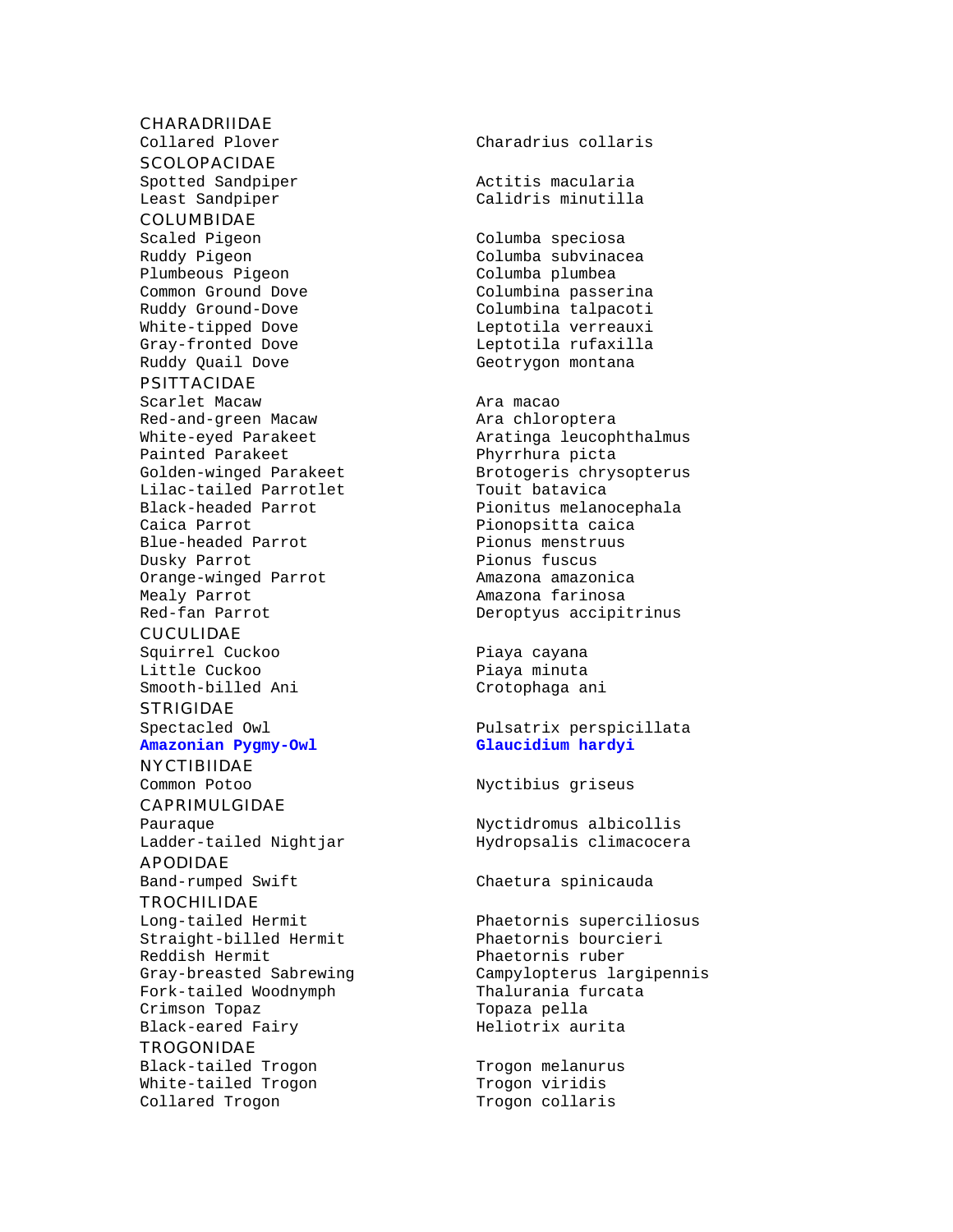## CHARADRIIDAE

| | |
|---|---|
| Collared Plover | Charadrius collaris |

## SCOLOPACIDAE

| | |
|---|---|
| Spotted Sandpiper | Actitis macularia |
| Least Sandpiper | Calidris minutilla |

## COLUMBIDAE

| | |
|---|---|
| Scaled Pigeon | Columba speciosa |
| Ruddy Pigeon | Columba subvinacea |
| Plumbeous Pigeon | Columba plumbea |
| Common Ground Dove | Columbina passerina |
| Ruddy Ground-Dove | Columbina talpacoti |
| White-tipped Dove | Leptotila verreauxi |
| Gray-fronted Dove | Leptotila rufaxilla |
| Ruddy Quail Dove | Geotrygon montana |

## PSITTACIDAE

| | |
|---|---|
| Scarlet Macaw | Ara macao |
| Red-and-green Macaw | Ara chloroptera |
| White-eyed Parakeet | Aratinga leucophthalmus |
| Painted Parakeet | Phyrrhura picta |
| Golden-winged Parakeet | Brotogeris chrysopterus |
| Lilac-tailed Parrotlet | Touit batavica |
| Black-headed Parrot | Pionitus melanocephala |
| Caica Parrot | Pionopsitta caica |
| Blue-headed Parrot | Pionus menstruus |
| Dusky Parrot | Pionus fuscus |
| Orange-winged Parrot | Amazona amazonica |
| Mealy Parrot | Amazona farinosa |
| Red-fan Parrot | Deroptyus accipitrinus |

## CUCULIDAE

| | |
|---|---|
| Squirrel Cuckoo | Piaya cayana |
| Little Cuckoo | Piaya minuta |
| Smooth-billed Ani | Crotophaga ani |

## STRIGIDAE

| | |
|---|---|
| Spectacled Owl | Pulsatrix perspicillata |
| **Amazonian Pygmy-Owl** | **Glaucidium hardyi** |

## NYCTIBIIDAE

| | |
|---|---|
| Common Potoo | Nyctibius griseus |

## CAPRIMULGIDAE

| | |
|---|---|
| Pauraque | Nyctidromus albicollis |
| Ladder-tailed Nightjar | Hydropsalis climacocera |

## APODIDAE

| | |
|---|---|
| Band-rumped Swift | Chaetura spinicauda |

## TROCHILIDAE

| | |
|---|---|
| Long-tailed Hermit | Phaetornis superciliosus |
| Straight-billed Hermit | Phaetornis bourcieri |
| Reddish Hermit | Phaetornis ruber |
| Gray-breasted Sabrewing | Campylopterus largipennis |
| Fork-tailed Woodnymph | Thalurania furcata |
| Crimson Topaz | Topaza pella |
| Black-eared Fairy | Heliotrix aurita |

## TROGONIDAE

| | |
|---|---|
| Black-tailed Trogon | Trogon melanurus |
| White-tailed Trogon | Trogon viridis |
| Collared Trogon | Trogon collaris |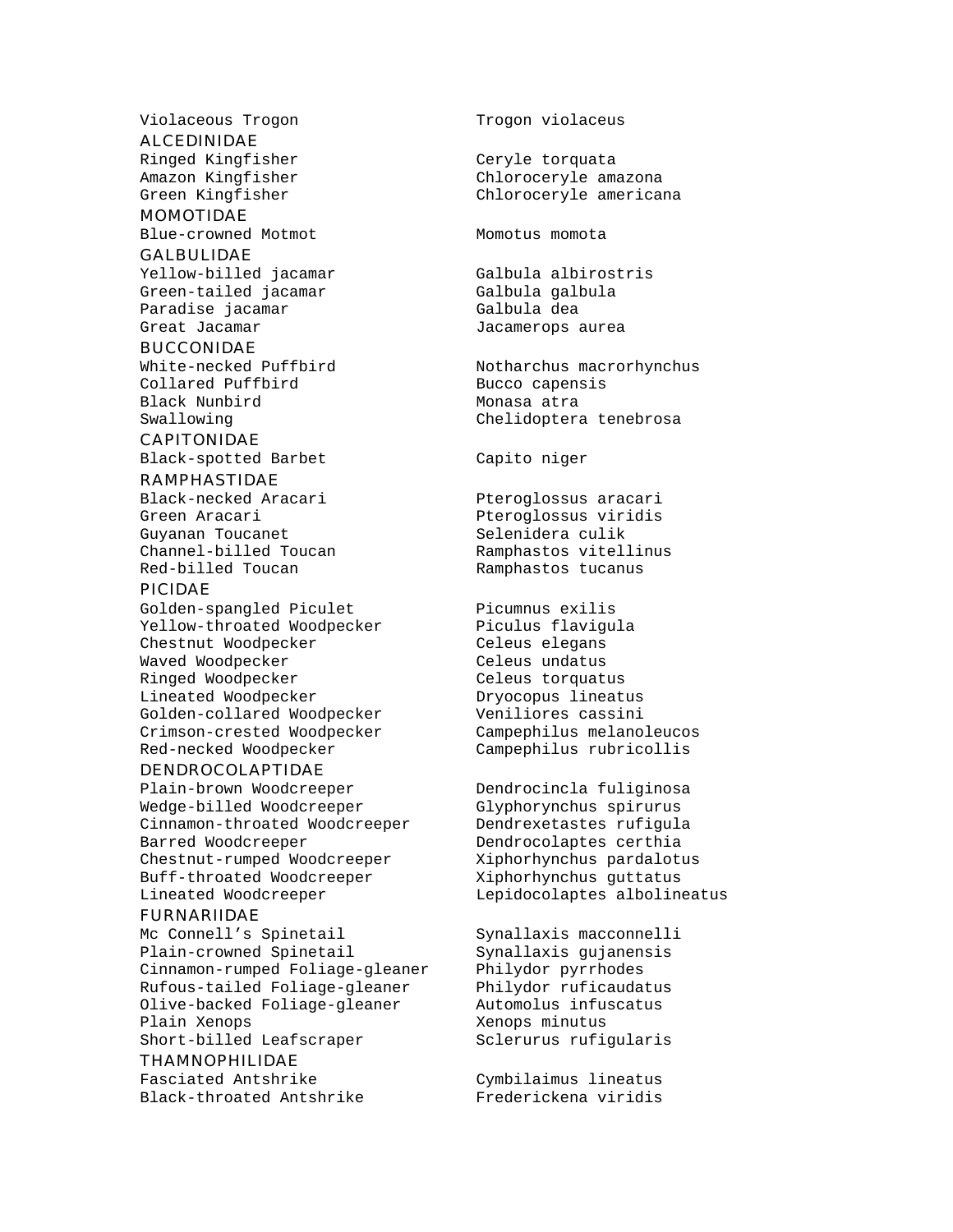| | |
|---|---|
| Violaceous Trogon | Trogon violaceus |
| **ALCEDINIDAE** | |
| Ringed Kingfisher | Ceryle torquata |
| Amazon Kingfisher | Chloroceryle amazona |
| Green Kingfisher | Chloroceryle americana |
| **MOMOTIDAE** | |
| Blue-crowned Motmot | Momotus momota |
| **GALBULIDAE** | |
| Yellow-billed jacamar | Galbula albirostris |
| Green-tailed jacamar | Galbula galbula |
| Paradise jacamar | Galbula dea |
| Great Jacamar | Jacamerops aurea |
| **BUCCONIDAE** | |
| White-necked Puffbird | Notharchus macrorhynchus |
| Collared Puffbird | Bucco capensis |
| Black Nunbird | Monasa atra |
| Swallowing | Chelidoptera tenebrosa |
| **CAPITONIDAE** | |
| Black-spotted Barbet | Capito niger |
| **RAMPHASTIDAE** | |
| Black-necked Aracari | Pteroglossus aracari |
| Green Aracari | Pteroglossus viridis |
| Guyanan Toucanet | Selenidera culik |
| Channel-billed Toucan | Ramphastos vitellinus |
| Red-billed Toucan | Ramphastos tucanus |
| **PICIDAE** | |
| Golden-spangled Piculet | Picumnus exilis |
| Yellow-throated Woodpecker | Piculus flavigula |
| Chestnut Woodpecker | Celeus elegans |
| Waved Woodpecker | Celeus undatus |
| Ringed Woodpecker | Celeus torquatus |
| Lineated Woodpecker | Dryocopus lineatus |
| Golden-collared Woodpecker | Veniliores cassini |
| Crimson-crested Woodpecker | Campephilus melanoleucos |
| Red-necked Woodpecker | Campephilus rubricollis |
| **DENDROCOLAPTIDAE** | |
| Plain-brown Woodcreeper | Dendrocincla fuliginosa |
| Wedge-billed Woodcreeper | Glyphorynchus spirurus |
| Cinnamon-throated Woodcreeper | Dendrexetastes rufigula |
| Barred Woodcreeper | Dendrocolaptes certhia |
| Chestnut-rumped Woodcreeper | Xiphorhynchus pardalotus |
| Buff-throated Woodcreeper | Xiphorhynchus guttatus |
| Lineated Woodcreeper | Lepidocolaptes albolineatus |
| **FURNARIIDAE** | |
| Mc Connell's Spinetail | Synallaxis macconnelli |
| Plain-crowned Spinetail | Synallaxis gujanensis |
| Cinnamon-rumped Foliage-gleaner | Philydor pyrrhodes |
| Rufous-tailed Foliage-gleaner | Philydor ruficaudatus |
| Olive-backed Foliage-gleaner | Automolus infuscatus |
| Plain Xenops | Xenops minutus |
| Short-billed Leafscraper | Sclerurus rufigularis |
| **THAMNOPHILIDAE** | |
| Fasciated Antshrike | Cymbilaimus lineatus |
| Black-throated Antshrike | Frederickena viridis |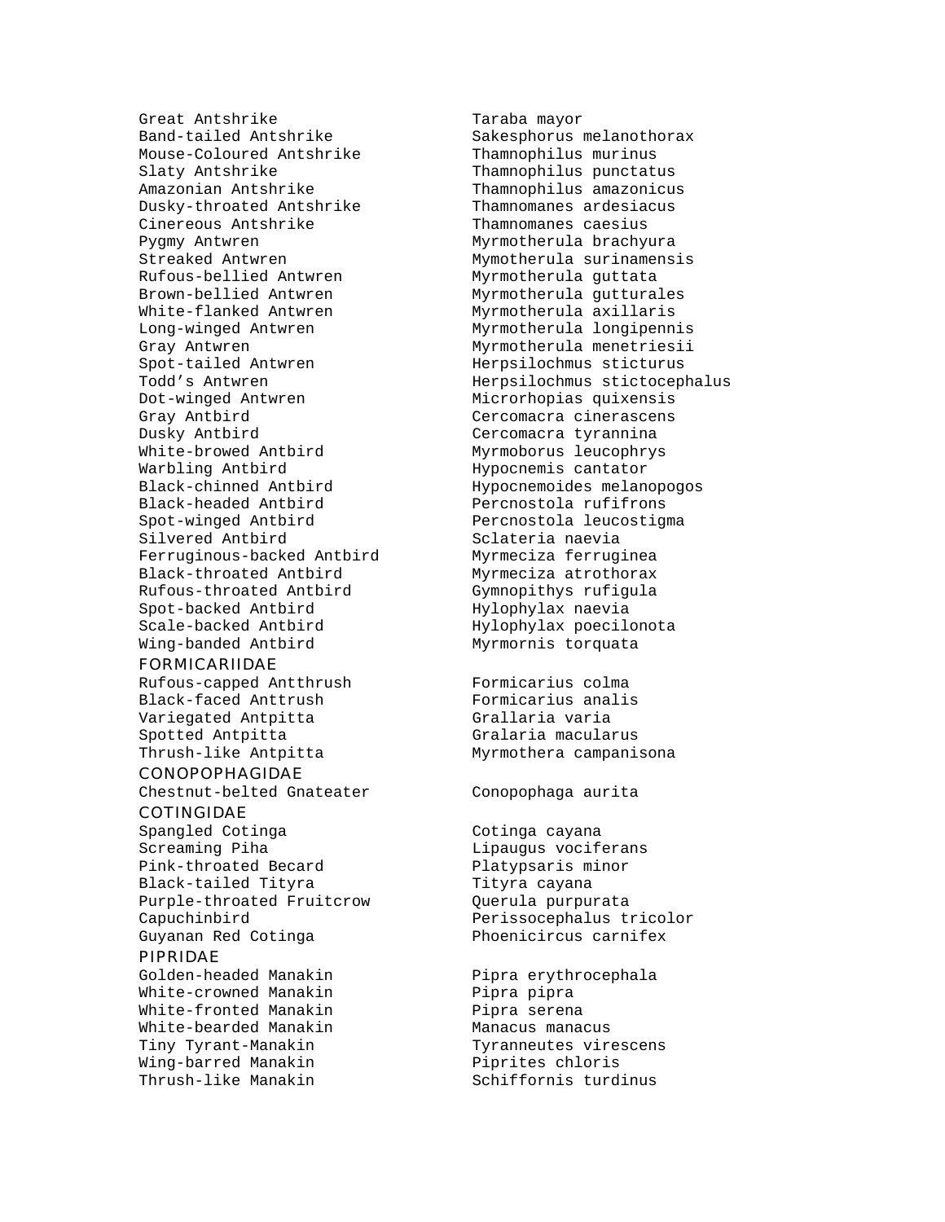| | |
|---|---|
| Great Antshrike | Taraba mayor |
| Band-tailed Antshrike | Sakesphorus melanothorax |
| Mouse-Coloured Antshrike | Thamnophilus murinus |
| Slaty Antshrike | Thamnophilus punctatus |
| Amazonian Antshrike | Thamnophilus amazonicus |
| Dusky-throated Antshrike | Thamnomanes ardesiacus |
| Cinereous Antshrike | Thamnomanes caesius |
| Pygmy Antwren | Myrmotherula brachyura |
| Streaked Antwren | Mymotherula surinamensis |
| Rufous-bellied Antwren | Myrmotherula guttata |
| Brown-bellied Antwren | Myrmotherula gutturales |
| White-flanked Antwren | Myrmotherula axillaris |
| Long-winged Antwren | Myrmotherula longipennis |
| Gray Antwren | Myrmotherula menetriesii |
| Spot-tailed Antwren | Herpsilochmus sticturus |
| Todd’s Antwren | Herpsilochmus stictocephalus |
| Dot-winged Antwren | Microrhopias quixensis |
| Gray Antbird | Cercomacra cinerascens |
| Dusky Antbird | Cercomacra tyrannina |
| White-browed Antbird | Myrmoborus leucophrys |
| Warbling Antbird | Hypocnemis cantator |
| Black-chinned Antbird | Hypocnemoides melanopogos |
| Black-headed Antbird | Percnostola rufifrons |
| Spot-winged Antbird | Percnostola leucostigma |
| Silvered Antbird | Sclateria naevia |
| Ferruginous-backed Antbird | Myrmeciza ferruginea |
| Black-throated Antbird | Myrmeciza atrothorax |
| Rufous-throated Antbird | Gymnopithys rufigula |
| Spot-backed Antbird | Hylophylax naevia |
| Scale-backed Antbird | Hylophylax poecilonota |
| Wing-banded Antbird | Myrmornis torquata |
| **FORMICARIIDAE** | |
| Rufous-capped Antthrush | Formicarius colma |
| Black-faced Anttrush | Formicarius analis |
| Variegated Antpitta | Grallaria varia |
| Spotted Antpitta | Gralaria macularus |
| Thrush-like Antpitta | Myrmothera campanisona |
| **CONOPOPHAGIDAE** | |
| Chestnut-belted Gnateater | Conopophaga aurita |
| **COTINGIDAE** | |
| Spangled Cotinga | Cotinga cayana |
| Screaming Piha | Lipaugus vociferans |
| Pink-throated Becard | Platypsaris minor |
| Black-tailed Tityra | Tityra cayana |
| Purple-throated Fruitcrow | Querula purpurata |
| Capuchinbird | Perissocephalus tricolor |
| Guyanan Red Cotinga | Phoenicircus carnifex |
| **PIPRIDAE** | |
| Golden-headed Manakin | Pipra erythrocephala |
| White-crowned Manakin | Pipra pipra |
| White-fronted Manakin | Pipra serena |
| White-bearded Manakin | Manacus manacus |
| Tiny Tyrant-Manakin | Tyranneutes virescens |
| Wing-barred Manakin | Piprites chloris |
| Thrush-like Manakin | Schiffornis turdinus |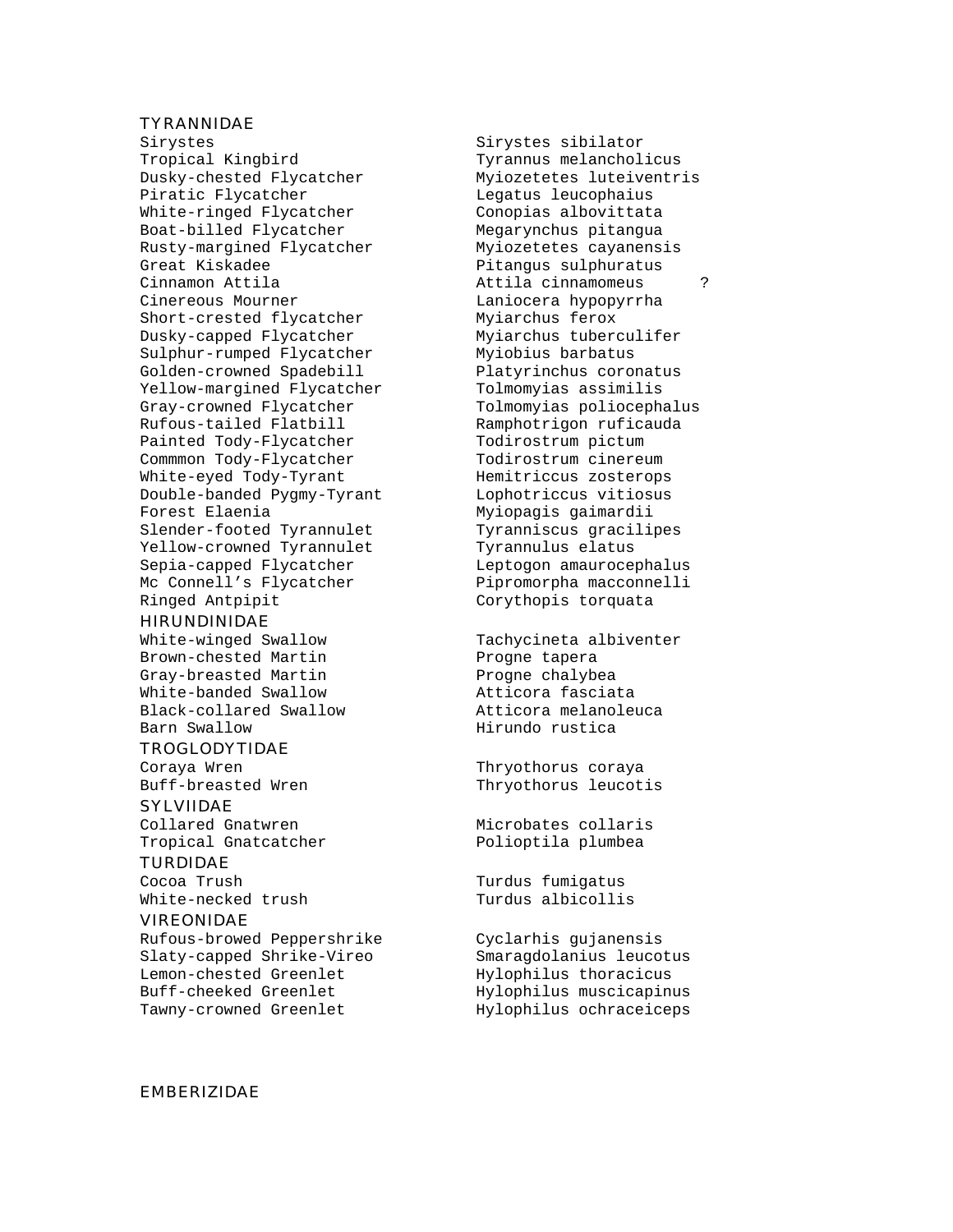## TYRANNIDAE

| | | |
|---|---|---|
| Sirystes | Sirystes sibilator | |
| Tropical Kingbird | Tyrannus melancholicus | |
| Dusky-chested Flycatcher | Myiozetetes luteiventris | |
| Piratic Flycatcher | Legatus leucophaius | |
| White-ringed Flycatcher | Conopias albovittata | |
| Boat-billed Flycatcher | Megarynchus pitangua | |
| Rusty-margined Flycatcher | Myiozetetes cayanensis | |
| Great Kiskadee | Pitangus sulphuratus | |
| Cinnamon Attila | Attila cinnamomeus | ? |
| Cinereous Mourner | Laniocera hypopyrrha | |
| Short-crested flycatcher | Myiarchus ferox | |
| Dusky-capped Flycatcher | Myiarchus tuberculifer | |
| Sulphur-rumped Flycatcher | Myiobius barbatus | |
| Golden-crowned Spadebill | Platyrinchus coronatus | |
| Yellow-margined Flycatcher | Tolmomyias assimilis | |
| Gray-crowned Flycatcher | Tolmomyias poliocephalus | |
| Rufous-tailed Flatbill | Ramphotrigon ruficauda | |
| Painted Tody-Flycatcher | Todirostrum pictum | |
| Commmon Tody-Flycatcher | Todirostrum cinereum | |
| White-eyed Tody-Tyrant | Hemitriccus zosterops | |
| Double-banded Pygmy-Tyrant | Lophotriccus vitiosus | |
| Forest Elaenia | Myiopagis gaimardii | |
| Slender-footed Tyrannulet | Tyranniscus gracilipes | |
| Yellow-crowned Tyrannulet | Tyrannulus elatus | |
| Sepia-capped Flycatcher | Leptogon amaurocephalus | |
| Mc Connell's Flycatcher | Pipromorpha macconnelli | |
| Ringed Antpipit | Corythopis torquata | |

## HIRUNDINIDAE

| | |
|---|---|
| White-winged Swallow | Tachycineta albiventer |
| Brown-chested Martin | Progne tapera |
| Gray-breasted Martin | Progne chalybea |
| White-banded Swallow | Atticora fasciata |
| Black-collared Swallow | Atticora melanoleuca |
| Barn Swallow | Hirundo rustica |

## TROGLODYTIDAE

| | |
|---|---|
| Coraya Wren | Thryothorus coraya |
| Buff-breasted Wren | Thryothorus leucotis |

## SYLVIIDAE

| | |
|---|---|
| Collared Gnatwren | Microbates collaris |
| Tropical Gnatcatcher | Polioptila plumbea |

## TURDIDAE

| | |
|---|---|
| Cocoa Trush | Turdus fumigatus |
| White-necked trush | Turdus albicollis |

## VIREONIDAE

| | |
|---|---|
| Rufous-browed Peppershrike | Cyclarhis gujanensis |
| Slaty-capped Shrike-Vireo | Smaragdolanius leucotus |
| Lemon-chested Greenlet | Hylophilus thoracicus |
| Buff-cheeked Greenlet | Hylophilus muscicapinus |
| Tawny-crowned Greenlet | Hylophilus ochraceiceps |

## EMBERIZIDAE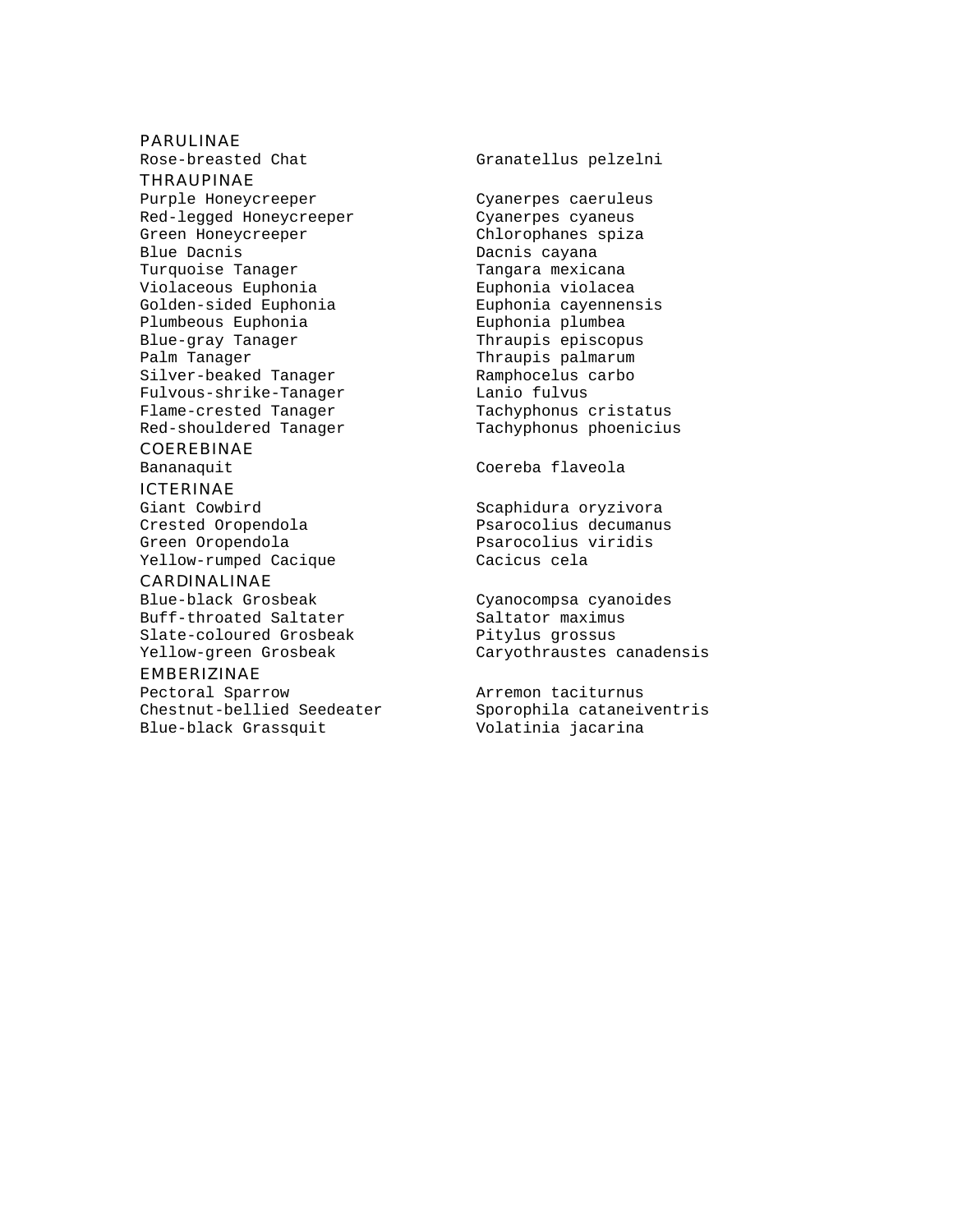PARULINAE

| | |
|---|---|
| Rose-breasted Chat | Granatellus pelzelni |

THRAUPINAE

| | |
|---|---|
| Purple Honeycreeper | Cyanerpes caeruleus |
| Red-legged Honeycreeper | Cyanerpes cyaneus |
| Green Honeycreeper | Chlorophanes spiza |
| Blue Dacnis | Dacnis cayana |
| Turquoise Tanager | Tangara mexicana |
| Violaceous Euphonia | Euphonia violacea |
| Golden-sided Euphonia | Euphonia cayennensis |
| Plumbeous Euphonia | Euphonia plumbea |
| Blue-gray Tanager | Thraupis episcopus |
| Palm Tanager | Thraupis palmarum |
| Silver-beaked Tanager | Ramphocelus carbo |
| Fulvous-shrike-Tanager | Lanio fulvus |
| Flame-crested Tanager | Tachyphonus cristatus |
| Red-shouldered Tanager | Tachyphonus phoenicius |

COEREBINAE

| | |
|---|---|
| Bananaquit | Coereba flaveola |

ICTERINAE

| | |
|---|---|
| Giant Cowbird | Scaphidura oryzivora |
| Crested Oropendola | Psarocolius decumanus |
| Green Oropendola | Psarocolius viridis |
| Yellow-rumped Cacique | Cacicus cela |

CARDINALINAE

| | |
|---|---|
| Blue-black Grosbeak | Cyanocompsa cyanoides |
| Buff-throated Saltater | Saltator maximus |
| Slate-coloured Grosbeak | Pitylus grossus |
| Yellow-green Grosbeak | Caryothraustes canadensis |

EMBERIZINAE

| | |
|---|---|
| Pectoral Sparrow | Arremon taciturnus |
| Chestnut-bellied Seedeater | Sporophila cataneiventris |
| Blue-black Grassquit | Volatinia jacarina |